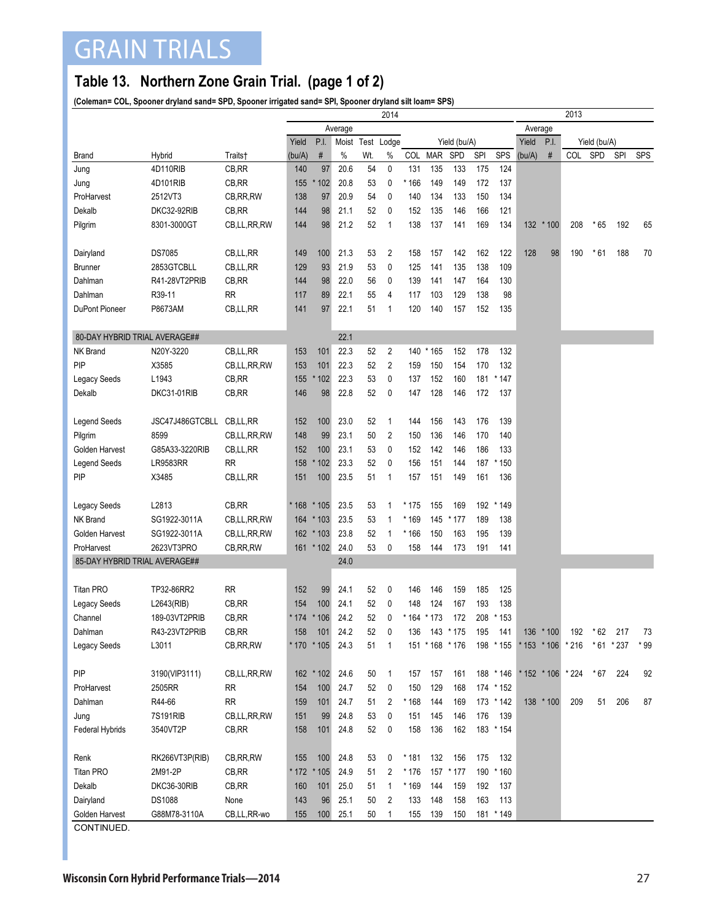# GRAIN TRIALS

## Table 13. Northern Zone Grain Trial. (page 1 of 2)

**(Coleman= COL, Spooner dryland sand= SPD, Spooner irrigated sand= SPI, Spooner dryland silt loam= SPS)**

| | | | 2014 | | | | | | | | | | | 2013 | | | | | |
|---|---|---|---|---|---|---|---|---|---|---|---|---|---|---|---|---|---|---|---|
| | | | Average | | | | | Yield (bu/A) | | | | | | Average | | Yield (bu/A) | | | |
| | | | Yield | P.I. | Moist | Test | Lodge | | | | | | Yield | P.I. | | | | | |
| Brand | Hybrid | Traits† | (bu/A) | # | % | Wt. | % | COL | MAR | SPD | SPI | SPS | (bu/A) | # | COL | SPD | SPI | SPS |
| Jung | 4D110RIB | CB,RR | 140 | 97 | 20.6 | 54 | 0 | 131 | 135 | 133 | 175 | 124 | | | | | | |
| Jung | 4D101RIB | CB,RR | 155 | * 102 | 20.8 | 53 | 0 | * 166 | 149 | 149 | 172 | 137 | | | | | | |
| ProHarvest | 2512VT3 | CB,RR,RW | 138 | 97 | 20.9 | 54 | 0 | 140 | 134 | 133 | 150 | 134 | | | | | | |
| Dekalb | DKC32-92RIB | CB,RR | 144 | 98 | 21.1 | 52 | 0 | 152 | 135 | 146 | 166 | 121 | | | | | | |
| Pilgrim | 8301-3000GT | CB,LL,RR,RW | 144 | 98 | 21.2 | 52 | 1 | 138 | 137 | 141 | 169 | 134 | 132 | * 100 | 208 | * 65 | 192 | 65 |
| Dairyland | DS7085 | CB,LL,RR | 149 | 100 | 21.3 | 53 | 2 | 158 | 157 | 142 | 162 | 122 | 128 | 98 | 190 | * 61 | 188 | 70 |
| Brunner | 2853GTCBLL | CB,LL,RR | 129 | 93 | 21.9 | 53 | 0 | 125 | 141 | 135 | 138 | 109 | | | | | | |
| Dahlman | R41-28VT2PRIB | CB,RR | 144 | 98 | 22.0 | 56 | 0 | 139 | 141 | 147 | 164 | 130 | | | | | | |
| Dahlman | R39-11 | RR | 117 | 89 | 22.1 | 55 | 4 | 117 | 103 | 129 | 138 | 98 | | | | | | |
| DuPont Pioneer | P8673AM | CB,LL,RR | 141 | 97 | 22.1 | 51 | 1 | 120 | 140 | 157 | 152 | 135 | | | | | | |
| 80-DAY HYBRID TRIAL AVERAGE## | | | | | 22.1 | | | | | | | | | | | | | |
| NK Brand | N20Y-3220 | CB,LL,RR | 153 | 101 | 22.3 | 52 | 2 | 140 | * 165 | 152 | 178 | 132 | | | | | | |
| PIP | X3585 | CB,LL,RR,RW | 153 | 101 | 22.3 | 52 | 2 | 159 | 150 | 154 | 170 | 132 | | | | | | |
| Legacy Seeds | L1943 | CB,RR | 155 | * 102 | 22.3 | 53 | 0 | 137 | 152 | 160 | 181 | * 147 | | | | | | |
| Dekalb | DKC31-01RIB | CB,RR | 146 | 98 | 22.8 | 52 | 0 | 147 | 128 | 146 | 172 | 137 | | | | | | |
| Legend Seeds | JSC47J486GTCBLL | CB,LL,RR | 152 | 100 | 23.0 | 52 | 1 | 144 | 156 | 143 | 176 | 139 | | | | | | |
| Pilgrim | 8599 | CB,LL,RR,RW | 148 | 99 | 23.1 | 50 | 2 | 150 | 136 | 146 | 170 | 140 | | | | | | |
| Golden Harvest | G85A33-3220RIB | CB,LL,RR | 152 | 100 | 23.1 | 53 | 0 | 152 | 142 | 146 | 186 | 133 | | | | | | |
| Legend Seeds | LR9583RR | RR | 158 | * 102 | 23.3 | 52 | 0 | 156 | 151 | 144 | 187 | * 150 | | | | | | |
| PIP | X3485 | CB,LL,RR | 151 | 100 | 23.5 | 51 | 1 | 157 | 151 | 149 | 161 | 136 | | | | | | |
| Legacy Seeds | L2813 | CB,RR | * 168 | * 105 | 23.5 | 53 | 1 | * 175 | 155 | 169 | 192 | * 149 | | | | | | |
| NK Brand | SG1922-3011A | CB,LL,RR,RW | 164 | * 103 | 23.5 | 53 | 1 | * 169 | 145 | * 177 | 189 | 138 | | | | | | |
| Golden Harvest | SG1922-3011A | CB,LL,RR,RW | 162 | * 103 | 23.8 | 52 | 1 | * 166 | 150 | 163 | 195 | 139 | | | | | | |
| ProHarvest | 2623VT3PRO | CB,RR,RW | 161 | * 102 | 24.0 | 53 | 0 | 158 | 144 | 173 | 191 | 141 | | | | | | |
| 85-DAY HYBRID TRIAL AVERAGE## | | | | | 24.0 | | | | | | | | | | | | | |
| Titan PRO | TP32-86RR2 | RR | 152 | 99 | 24.1 | 52 | 0 | 146 | 146 | 159 | 185 | 125 | | | | | | |
| Legacy Seeds | L2643(RIB) | CB,RR | 154 | 100 | 24.1 | 52 | 0 | 148 | 124 | 167 | 193 | 138 | | | | | | |
| Channel | 189-03VT2PRIB | CB,RR | * 174 | * 106 | 24.2 | 52 | 0 | * 164 | * 173 | 172 | 208 | * 153 | | | | | | |
| Dahlman | R43-23VT2PRIB | CB,RR | 158 | 101 | 24.2 | 52 | 0 | 136 | 143 | * 175 | 195 | 141 | 136 | * 100 | 192 | * 62 | 217 | 73 |
| Legacy Seeds | L3011 | CB,RR,RW | * 170 | * 105 | 24.3 | 51 | 1 | 151 | * 168 | * 176 | 198 | * 155 | * 153 | * 106 | * 216 | * 61 | * 237 | * 99 |
| PIP | 3190(VIP3111) | CB,LL,RR,RW | 162 | * 102 | 24.6 | 50 | 1 | 157 | 157 | 161 | 188 | * 146 | * 152 | * 106 | * 224 | * 67 | 224 | 92 |
| ProHarvest | 2505RR | RR | 154 | 100 | 24.7 | 52 | 0 | 150 | 129 | 168 | 174 | * 152 | | | | | | |
| Dahlman | R44-66 | RR | 159 | 101 | 24.7 | 51 | 2 | * 168 | 144 | 169 | 173 | * 142 | 138 | * 100 | 209 | 51 | 206 | 87 |
| Jung | 7S191RIB | CB,LL,RR,RW | 151 | 99 | 24.8 | 53 | 0 | 151 | 145 | 146 | 176 | 139 | | | | | | |
| Federal Hybrids | 3540VT2P | CB,RR | 158 | 101 | 24.8 | 52 | 0 | 158 | 136 | 162 | 183 | * 154 | | | | | | |
| Renk | RK266VT3P(RIB) | CB,RR,RW | 155 | 100 | 24.8 | 53 | 0 | * 181 | 132 | 156 | 175 | 132 | | | | | | |
| Titan PRO | 2M91-2P | CB,RR | * 172 | * 105 | 24.9 | 51 | 2 | * 176 | 157 | * 177 | 190 | * 160 | | | | | | |
| Dekalb | DKC36-30RIB | CB,RR | 160 | 101 | 25.0 | 51 | 1 | * 169 | 144 | 159 | 192 | 137 | | | | | | |
| Dairyland | DS1088 | None | 143 | 96 | 25.1 | 50 | 2 | 133 | 148 | 158 | 163 | 113 | | | | | | |
| Golden Harvest | G88M78-3110A | CB,LL,RR-wo | 155 | 100 | 25.1 | 50 | 1 | 155 | 139 | 150 | 181 | * 149 | | | | | | |

CONTINUED.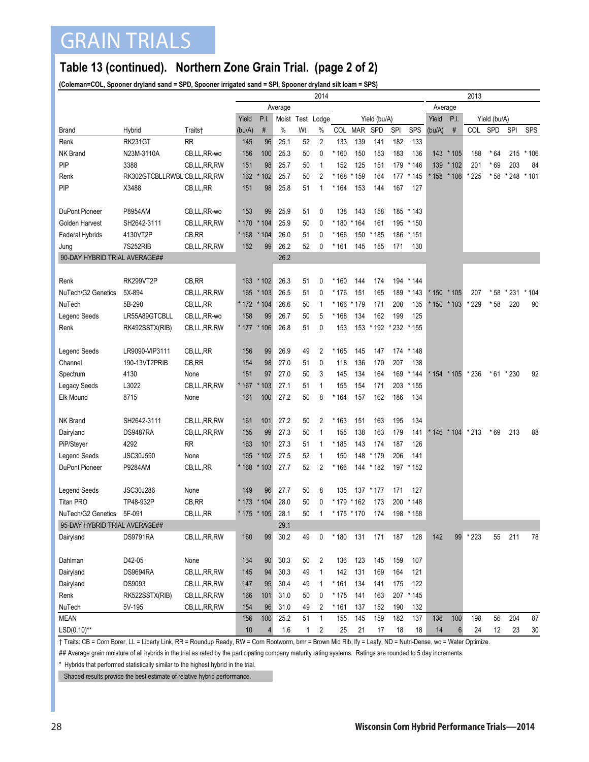# GRAIN TRIALS

## Table 13 (continued). Northern Zone Grain Trial. (page 2 of 2)

**(Coleman=COL, Spooner dryland sand = SPD, Spooner irrigated sand = SPI, Spooner dryland silt loam = SPS)**

| | | | 2014 | | | | | | | | | | 2013 | | | | | |
|---|---|---|---|---|---|---|---|---|---|---|---|---|---|---|---|---|---|---|
| | | | Average | | | | | Yield (bu/A) | | | | | Average | | Yield (bu/A) | | | |
| Brand | Hybrid | Traits† | Yield (bu/A) | P.I. # | Moist % | Test Wt. | Lodge % | COL | MAR | SPD | SPI | SPS | Yield (bu/A) | P.I. # | COL | SPD | SPI | SPS |
| Renk | RK231GT | RR | 145 | 96 | 25.1 | 52 | 2 | 133 | 139 | 141 | 182 | 133 | | | | | | |
| NK Brand | N23M-3110A | CB,LL,RR-wo | 156 | 100 | 25.3 | 50 | 0 | * 160 | 150 | 153 | 183 | 136 | 143 | * 105 | 188 | * 64 | 215 | * 106 |
| PIP | 3388 | CB,LL,RR,RW | 151 | 98 | 25.7 | 50 | 1 | 152 | 125 | 151 | 179 | * 146 | 139 | * 102 | 201 | * 69 | 203 | 84 |
| Renk | RK302GTCBLLRWBL | CB,LL,RR,RW | 162 | * 102 | 25.7 | 50 | 2 | * 168 | * 159 | 164 | 177 | * 145 | * 158 | * 106 | * 225 | * 58 | * 248 | * 101 |
| PIP | X3488 | CB,LL,RR | 151 | 98 | 25.8 | 51 | 1 | * 164 | 153 | 144 | 167 | 127 | | | | | | |
| DuPont Pioneer | P8954AM | CB,LL,RR-wo | 153 | 99 | 25.9 | 51 | 0 | 138 | 143 | 158 | 185 | * 143 | | | | | | |
| Golden Harvest | SH2642-3111 | CB,LL,RR,RW | * 170 | * 104 | 25.9 | 50 | 0 | * 180 | * 164 | 161 | 195 | * 150 | | | | | | |
| Federal Hybrids | 4130VT2P | CB,RR | * 168 | * 104 | 26.0 | 51 | 0 | * 166 | 150 | * 185 | 186 | * 151 | | | | | | |
| Jung | 7S252RIB | CB,LL,RR,RW | 152 | 99 | 26.2 | 52 | 0 | * 161 | 145 | 155 | 171 | 130 | | | | | | |
| 90-DAY HYBRID TRIAL AVERAGE## | | | | | 26.2 | | | | | | | | | | | | | |
| Renk | RK299VT2P | CB,RR | 163 | * 102 | 26.3 | 51 | 0 | * 160 | 144 | 174 | 194 | * 144 | | | | | | |
| NuTech/G2 Genetics | 5X-894 | CB,LL,RR,RW | 165 | * 103 | 26.5 | 51 | 0 | * 176 | 151 | 165 | 189 | * 143 | * 150 | * 105 | 207 | * 58 | * 231 | * 104 |
| NuTech | 5B-290 | CB,LL,RR | * 172 | * 104 | 26.6 | 50 | 1 | * 166 | * 179 | 171 | 208 | 135 | * 150 | * 103 | * 229 | * 58 | 220 | 90 |
| Legend Seeds | LR55A89GTCBLL | CB,LL,RR-wo | 158 | 99 | 26.7 | 50 | 5 | * 168 | 134 | 162 | 199 | 125 | | | | | | |
| Renk | RK492SSTX(RIB) | CB,LL,RR,RW | * 177 | * 106 | 26.8 | 51 | 0 | 153 | 153 | * 192 | * 232 | * 155 | | | | | | |
| Legend Seeds | LR9090-VIP3111 | CB,LL,RR | 156 | 99 | 26.9 | 49 | 2 | * 165 | 145 | 147 | 174 | * 148 | | | | | | |
| Channel | 190-13VT2PRIB | CB,RR | 154 | 98 | 27.0 | 51 | 0 | 118 | 136 | 170 | 207 | 138 | | | | | | |
| Spectrum | 4130 | None | 151 | 97 | 27.0 | 50 | 3 | 145 | 134 | 164 | 169 | * 144 | * 154 | * 105 | * 236 | * 61 | * 230 | 92 |
| Legacy Seeds | L3022 | CB,LL,RR,RW | * 167 | * 103 | 27.1 | 51 | 1 | 155 | 154 | 171 | 203 | * 155 | | | | | | |
| Elk Mound | 8715 | None | 161 | 100 | 27.2 | 50 | 8 | * 164 | 157 | 162 | 186 | 134 | | | | | | |
| NK Brand | SH2642-3111 | CB,LL,RR,RW | 161 | 101 | 27.2 | 50 | 2 | * 163 | 151 | 163 | 195 | 134 | | | | | | |
| Dairyland | DS9487RA | CB,LL,RR,RW | 155 | 99 | 27.3 | 50 | 1 | 155 | 138 | 163 | 179 | 141 | * 146 | * 104 | * 213 | * 69 | 213 | 88 |
| PiP/Steyer | 4292 | RR | 163 | 101 | 27.3 | 51 | 1 | * 185 | 143 | 174 | 187 | 126 | | | | | | |
| Legend Seeds | JSC30J590 | None | 165 | * 102 | 27.5 | 52 | 1 | 150 | 148 | * 179 | 206 | 141 | | | | | | |
| DuPont Pioneer | P9284AM | CB,LL,RR | * 168 | * 103 | 27.7 | 52 | 2 | * 166 | 144 | * 182 | 197 | * 152 | | | | | | |
| Legend Seeds | JSC30J286 | None | 149 | 96 | 27.7 | 50 | 8 | 135 | 137 | * 177 | 171 | 127 | | | | | | |
| Titan PRO | TP48-932P | CB,RR | * 173 | * 104 | 28.0 | 50 | 0 | * 179 | * 162 | 173 | 200 | * 148 | | | | | | |
| NuTech/G2 Genetics | 5F-091 | CB,LL,RR | * 175 | * 105 | 28.1 | 50 | 1 | * 175 | * 170 | 174 | 198 | * 158 | | | | | | |
| 95-DAY HYBRID TRIAL AVERAGE## | | | | | 29.1 | | | | | | | | | | | | | |
| Dairyland | DS9791RA | CB,LL,RR,RW | 160 | 99 | 30.2 | 49 | 0 | * 180 | 131 | 171 | 187 | 128 | 142 | 99 | * 223 | 55 | 211 | 78 |
| Dahlman | D42-05 | None | 134 | 90 | 30.3 | 50 | 2 | 136 | 123 | 145 | 159 | 107 | | | | | | |
| Dairyland | DS9694RA | CB,LL,RR,RW | 145 | 94 | 30.3 | 49 | 1 | 142 | 131 | 169 | 164 | 121 | | | | | | |
| Dairyland | DS9093 | CB,LL,RR,RW | 147 | 95 | 30.4 | 49 | 1 | * 161 | 134 | 141 | 175 | 122 | | | | | | |
| Renk | RK522SSTX(RIB) | CB,LL,RR,RW | 166 | 101 | 31.0 | 50 | 0 | * 175 | 141 | 163 | 207 | * 145 | | | | | | |
| NuTech | 5V-195 | CB,LL,RR,RW | 154 | 96 | 31.0 | 49 | 2 | * 161 | 137 | 152 | 190 | 132 | | | | | | |
| MEAN | | | 156 | 100 | 25.2 | 51 | 1 | 155 | 145 | 159 | 182 | 137 | 136 | 100 | 198 | 56 | 204 | 87 |
| LSD(0.10)** | | | 10 | 4 | 1.6 | 1 | 2 | 25 | 21 | 17 | 18 | 18 | 14 | 6 | 24 | 12 | 23 | 30 |

† Traits: CB = Corn Borer, LL = Liberty Link, RR = Roundup Ready, RW = Corn Rootworm, bmr = Brown Mid Rib, lfy = Leafy, ND = Nutri-Dense, wo = Water Optimize.

## Average grain moisture of all hybrids in the trial as rated by the participating company maturity rating systems. Ratings are rounded to 5 day increments.

\* Hybrids that performed statistically similar to the highest hybrid in the trial.

Shaded results provide the best estimate of relative hybrid performance.